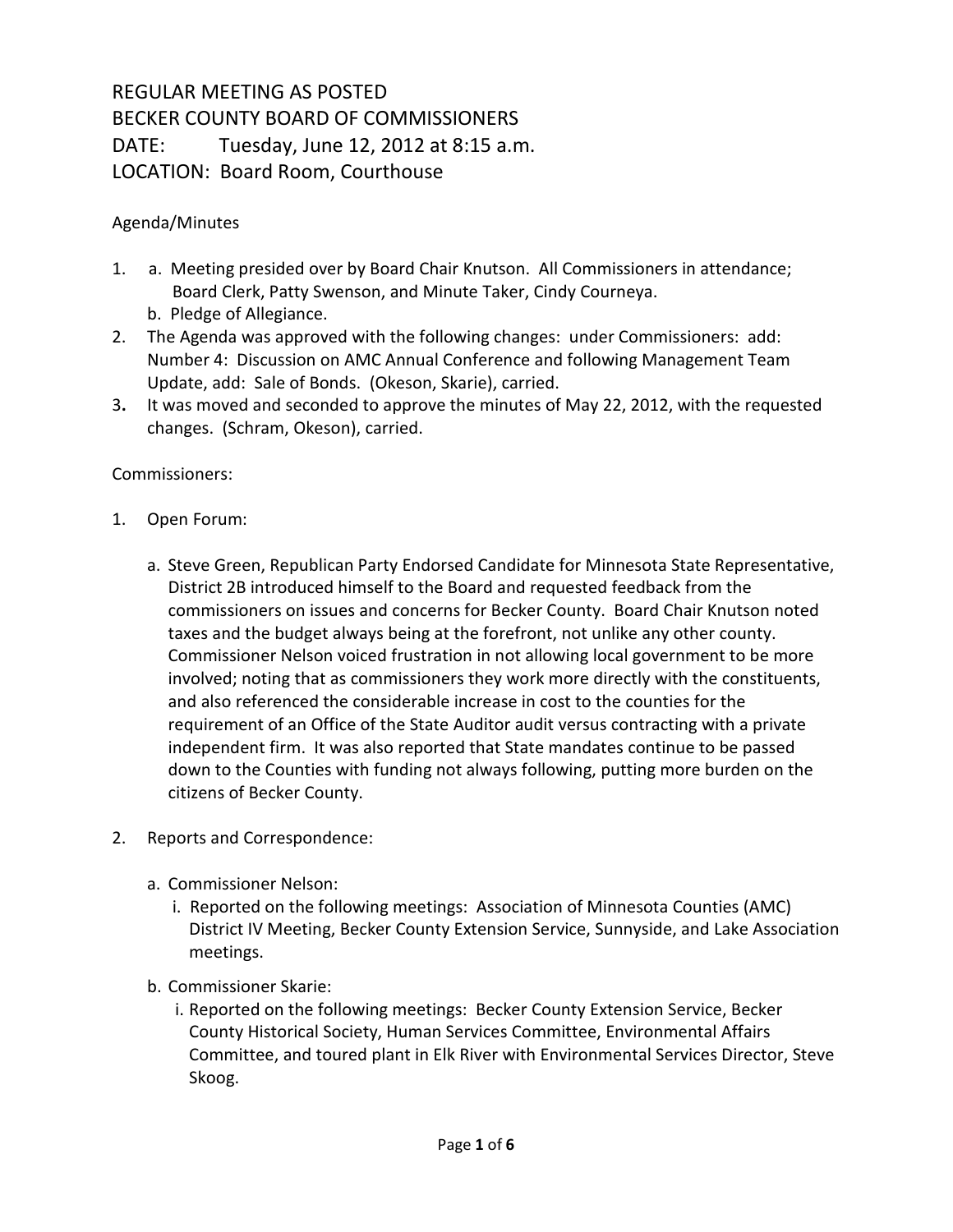# REGULAR MEETING AS POSTED
# BECKER COUNTY BOARD OF COMMISSIONERS
# DATE: Tuesday, June 12, 2012 at 8:15 a.m.
# LOCATION: Board Room, Courthouse

Agenda/Minutes

1. a. Meeting presided over by Board Chair Knutson. All Commissioners in attendance; Board Clerk, Patty Swenson, and Minute Taker, Cindy Courneya.
   b. Pledge of Allegiance.
2. The Agenda was approved with the following changes: under Commissioners: add: Number 4: Discussion on AMC Annual Conference and following Management Team Update, add: Sale of Bonds. (Okeson, Skarie), carried.
3. It was moved and seconded to approve the minutes of May 22, 2012, with the requested changes. (Schram, Okeson), carried.

Commissioners:

1. Open Forum:

   a. Steve Green, Republican Party Endorsed Candidate for Minnesota State Representative, District 2B introduced himself to the Board and requested feedback from the commissioners on issues and concerns for Becker County. Board Chair Knutson noted taxes and the budget always being at the forefront, not unlike any other county. Commissioner Nelson voiced frustration in not allowing local government to be more involved; noting that as commissioners they work more directly with the constituents, and also referenced the considerable increase in cost to the counties for the requirement of an Office of the State Auditor audit versus contracting with a private independent firm. It was also reported that State mandates continue to be passed down to the Counties with funding not always following, putting more burden on the citizens of Becker County.

2. Reports and Correspondence:

   a. Commissioner Nelson:
      i. Reported on the following meetings: Association of Minnesota Counties (AMC) District IV Meeting, Becker County Extension Service, Sunnyside, and Lake Association meetings.

   b. Commissioner Skarie:
      i. Reported on the following meetings: Becker County Extension Service, Becker County Historical Society, Human Services Committee, Environmental Affairs Committee, and toured plant in Elk River with Environmental Services Director, Steve Skoog.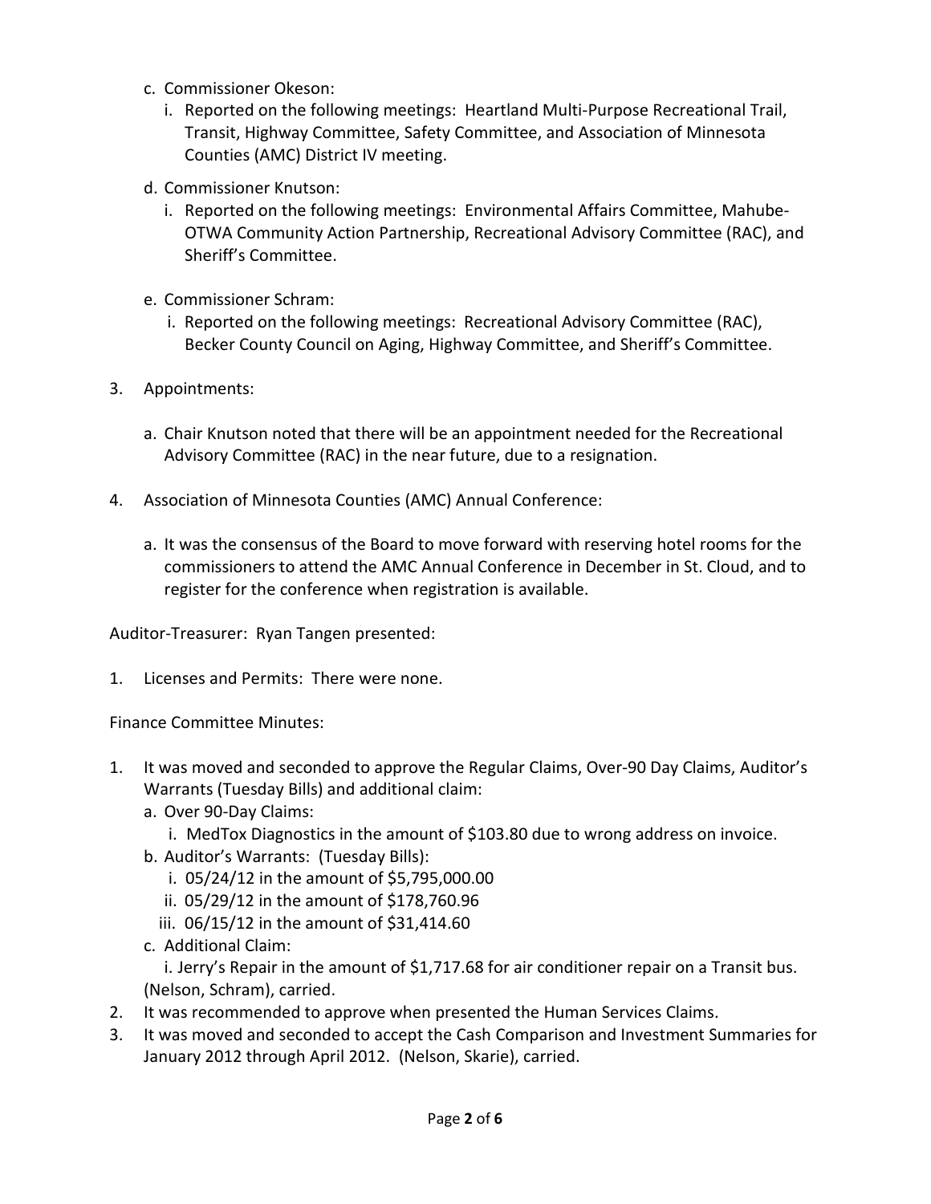c. Commissioner Okeson:
   i. Reported on the following meetings: Heartland Multi-Purpose Recreational Trail, Transit, Highway Committee, Safety Committee, and Association of Minnesota Counties (AMC) District IV meeting.

d. Commissioner Knutson:
   i. Reported on the following meetings: Environmental Affairs Committee, Mahube-OTWA Community Action Partnership, Recreational Advisory Committee (RAC), and Sheriff's Committee.

e. Commissioner Schram:
   i. Reported on the following meetings: Recreational Advisory Committee (RAC), Becker County Council on Aging, Highway Committee, and Sheriff's Committee.

3. Appointments:

   a. Chair Knutson noted that there will be an appointment needed for the Recreational Advisory Committee (RAC) in the near future, due to a resignation.

4. Association of Minnesota Counties (AMC) Annual Conference:

   a. It was the consensus of the Board to move forward with reserving hotel rooms for the commissioners to attend the AMC Annual Conference in December in St. Cloud, and to register for the conference when registration is available.

Auditor-Treasurer: Ryan Tangen presented:

1. Licenses and Permits: There were none.

Finance Committee Minutes:

1. It was moved and seconded to approve the Regular Claims, Over-90 Day Claims, Auditor's Warrants (Tuesday Bills) and additional claim:
   a. Over 90-Day Claims:
      i. MedTox Diagnostics in the amount of $103.80 due to wrong address on invoice.
   b. Auditor's Warrants: (Tuesday Bills):
      i. 05/24/12 in the amount of $5,795,000.00
      ii. 05/29/12 in the amount of $178,760.96
      iii. 06/15/12 in the amount of $31,414.60
   c. Additional Claim:
      i. Jerry's Repair in the amount of $1,717.68 for air conditioner repair on a Transit bus.
   (Nelson, Schram), carried.
2. It was recommended to approve when presented the Human Services Claims.
3. It was moved and seconded to accept the Cash Comparison and Investment Summaries for January 2012 through April 2012. (Nelson, Skarie), carried.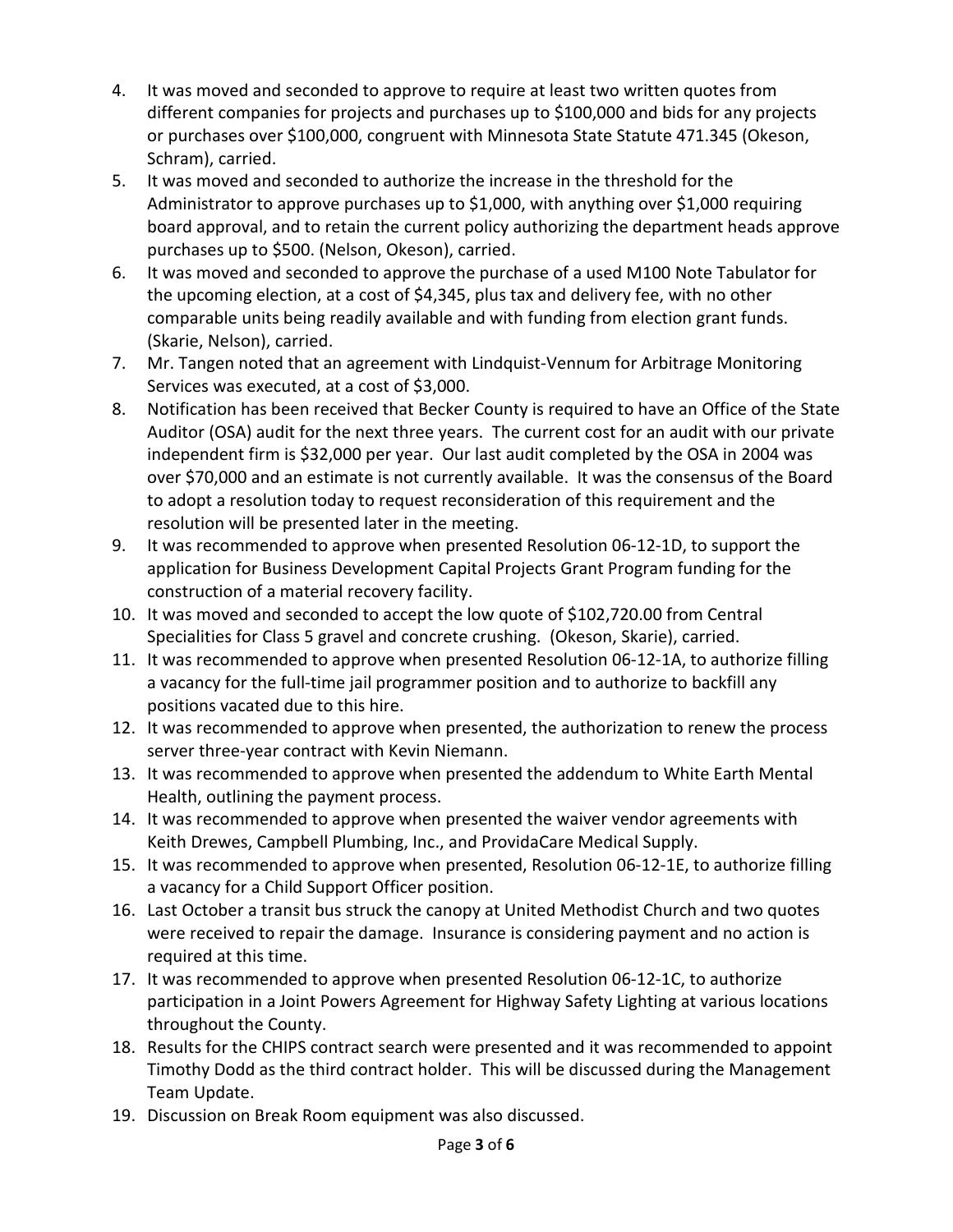4. It was moved and seconded to approve to require at least two written quotes from different companies for projects and purchases up to $100,000 and bids for any projects or purchases over $100,000, congruent with Minnesota State Statute 471.345 (Okeson, Schram), carried.
5. It was moved and seconded to authorize the increase in the threshold for the Administrator to approve purchases up to $1,000, with anything over $1,000 requiring board approval, and to retain the current policy authorizing the department heads approve purchases up to $500. (Nelson, Okeson), carried.
6. It was moved and seconded to approve the purchase of a used M100 Note Tabulator for the upcoming election, at a cost of $4,345, plus tax and delivery fee, with no other comparable units being readily available and with funding from election grant funds. (Skarie, Nelson), carried.
7. Mr. Tangen noted that an agreement with Lindquist-Vennum for Arbitrage Monitoring Services was executed, at a cost of $3,000.
8. Notification has been received that Becker County is required to have an Office of the State Auditor (OSA) audit for the next three years. The current cost for an audit with our private independent firm is $32,000 per year. Our last audit completed by the OSA in 2004 was over $70,000 and an estimate is not currently available. It was the consensus of the Board to adopt a resolution today to request reconsideration of this requirement and the resolution will be presented later in the meeting.
9. It was recommended to approve when presented Resolution 06-12-1D, to support the application for Business Development Capital Projects Grant Program funding for the construction of a material recovery facility.
10. It was moved and seconded to accept the low quote of $102,720.00 from Central Specialities for Class 5 gravel and concrete crushing. (Okeson, Skarie), carried.
11. It was recommended to approve when presented Resolution 06-12-1A, to authorize filling a vacancy for the full-time jail programmer position and to authorize to backfill any positions vacated due to this hire.
12. It was recommended to approve when presented, the authorization to renew the process server three-year contract with Kevin Niemann.
13. It was recommended to approve when presented the addendum to White Earth Mental Health, outlining the payment process.
14. It was recommended to approve when presented the waiver vendor agreements with Keith Drewes, Campbell Plumbing, Inc., and ProvidaCare Medical Supply.
15. It was recommended to approve when presented, Resolution 06-12-1E, to authorize filling a vacancy for a Child Support Officer position.
16. Last October a transit bus struck the canopy at United Methodist Church and two quotes were received to repair the damage. Insurance is considering payment and no action is required at this time.
17. It was recommended to approve when presented Resolution 06-12-1C, to authorize participation in a Joint Powers Agreement for Highway Safety Lighting at various locations throughout the County.
18. Results for the CHIPS contract search were presented and it was recommended to appoint Timothy Dodd as the third contract holder. This will be discussed during the Management Team Update.
19. Discussion on Break Room equipment was also discussed.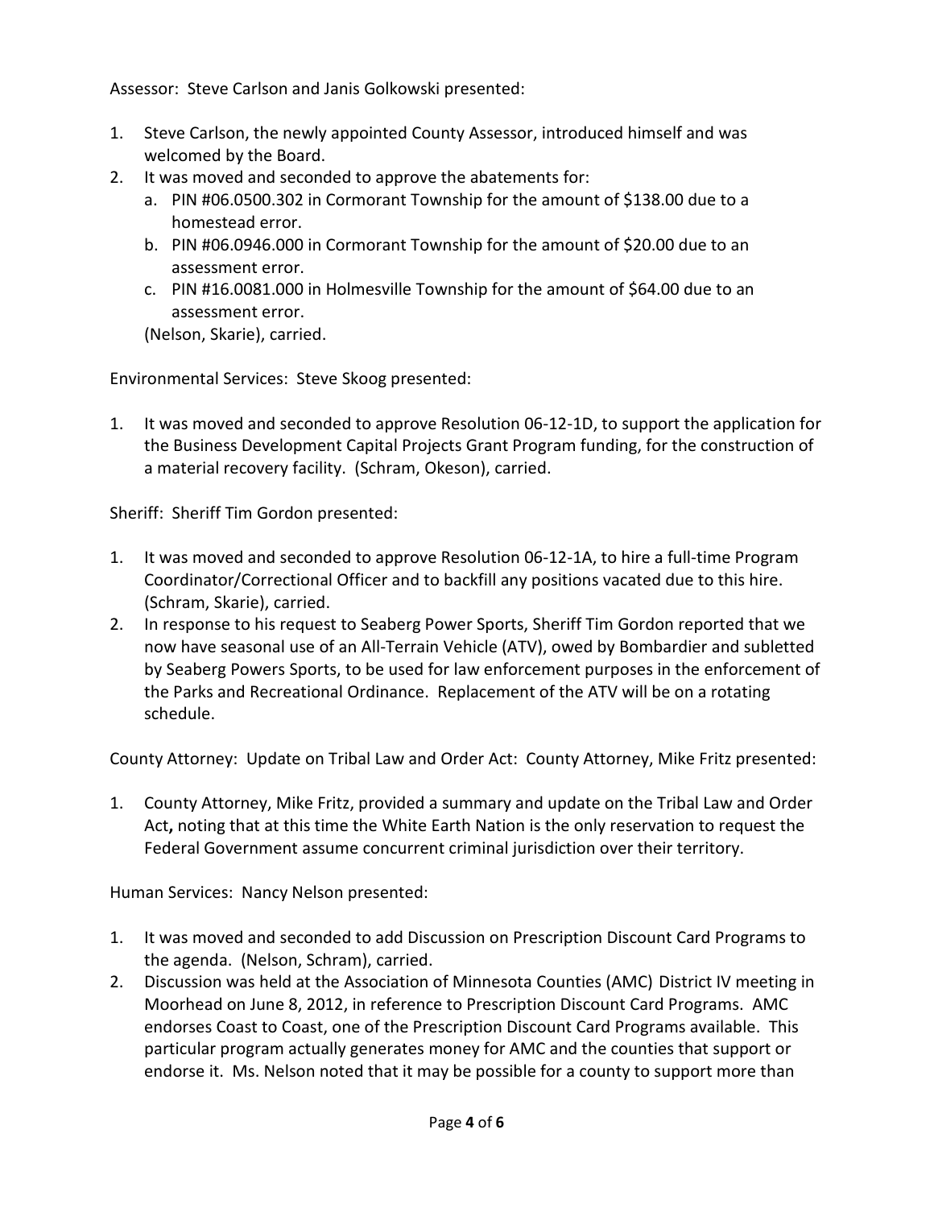Assessor: Steve Carlson and Janis Golkowski presented:

1. Steve Carlson, the newly appointed County Assessor, introduced himself and was welcomed by the Board.
2. It was moved and seconded to approve the abatements for:
   a. PIN #06.0500.302 in Cormorant Township for the amount of $138.00 due to a homestead error.
   b. PIN #06.0946.000 in Cormorant Township for the amount of $20.00 due to an assessment error.
   c. PIN #16.0081.000 in Holmesville Township for the amount of $64.00 due to an assessment error.

   (Nelson, Skarie), carried.

Environmental Services: Steve Skoog presented:

1. It was moved and seconded to approve Resolution 06-12-1D, to support the application for the Business Development Capital Projects Grant Program funding, for the construction of a material recovery facility. (Schram, Okeson), carried.

Sheriff: Sheriff Tim Gordon presented:

1. It was moved and seconded to approve Resolution 06-12-1A, to hire a full-time Program Coordinator/Correctional Officer and to backfill any positions vacated due to this hire. (Schram, Skarie), carried.
2. In response to his request to Seaberg Power Sports, Sheriff Tim Gordon reported that we now have seasonal use of an All-Terrain Vehicle (ATV), owed by Bombardier and subletted by Seaberg Powers Sports, to be used for law enforcement purposes in the enforcement of the Parks and Recreational Ordinance. Replacement of the ATV will be on a rotating schedule.

County Attorney: Update on Tribal Law and Order Act: County Attorney, Mike Fritz presented:

1. County Attorney, Mike Fritz, provided a summary and update on the Tribal Law and Order Act**,** noting that at this time the White Earth Nation is the only reservation to request the Federal Government assume concurrent criminal jurisdiction over their territory.

Human Services: Nancy Nelson presented:

1. It was moved and seconded to add Discussion on Prescription Discount Card Programs to the agenda. (Nelson, Schram), carried.
2. Discussion was held at the Association of Minnesota Counties (AMC) District IV meeting in Moorhead on June 8, 2012, in reference to Prescription Discount Card Programs. AMC endorses Coast to Coast, one of the Prescription Discount Card Programs available. This particular program actually generates money for AMC and the counties that support or endorse it. Ms. Nelson noted that it may be possible for a county to support more than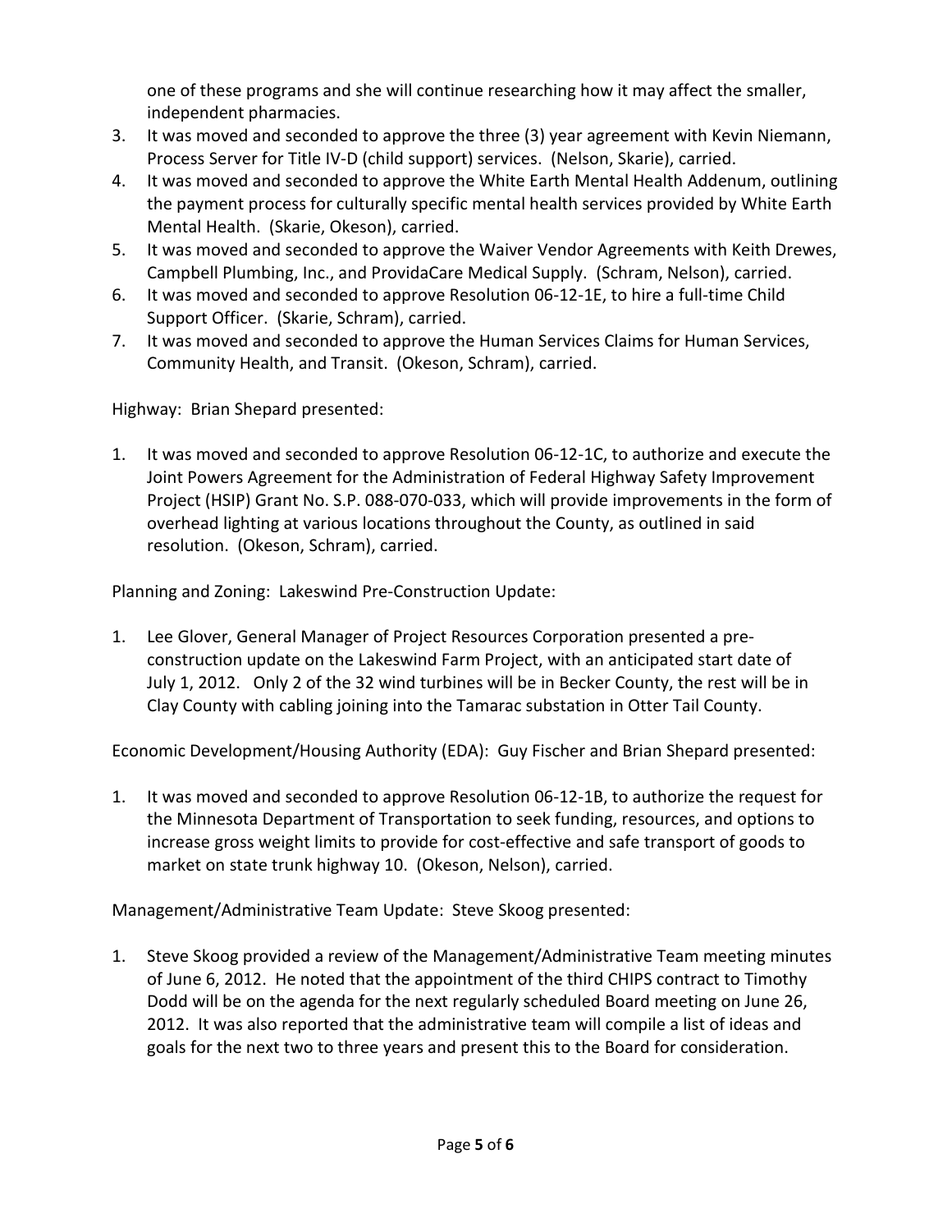one of these programs and she will continue researching how it may affect the smaller, independent pharmacies.

3. It was moved and seconded to approve the three (3) year agreement with Kevin Niemann, Process Server for Title IV-D (child support) services. (Nelson, Skarie), carried.
4. It was moved and seconded to approve the White Earth Mental Health Addenum, outlining the payment process for culturally specific mental health services provided by White Earth Mental Health. (Skarie, Okeson), carried.
5. It was moved and seconded to approve the Waiver Vendor Agreements with Keith Drewes, Campbell Plumbing, Inc., and ProvidaCare Medical Supply. (Schram, Nelson), carried.
6. It was moved and seconded to approve Resolution 06-12-1E, to hire a full-time Child Support Officer. (Skarie, Schram), carried.
7. It was moved and seconded to approve the Human Services Claims for Human Services, Community Health, and Transit. (Okeson, Schram), carried.

Highway: Brian Shepard presented:

1. It was moved and seconded to approve Resolution 06-12-1C, to authorize and execute the Joint Powers Agreement for the Administration of Federal Highway Safety Improvement Project (HSIP) Grant No. S.P. 088-070-033, which will provide improvements in the form of overhead lighting at various locations throughout the County, as outlined in said resolution. (Okeson, Schram), carried.

Planning and Zoning: Lakeswind Pre-Construction Update:

1. Lee Glover, General Manager of Project Resources Corporation presented a pre-construction update on the Lakeswind Farm Project, with an anticipated start date of July 1, 2012. Only 2 of the 32 wind turbines will be in Becker County, the rest will be in Clay County with cabling joining into the Tamarac substation in Otter Tail County.

Economic Development/Housing Authority (EDA): Guy Fischer and Brian Shepard presented:

1. It was moved and seconded to approve Resolution 06-12-1B, to authorize the request for the Minnesota Department of Transportation to seek funding, resources, and options to increase gross weight limits to provide for cost-effective and safe transport of goods to market on state trunk highway 10. (Okeson, Nelson), carried.

Management/Administrative Team Update: Steve Skoog presented:

1. Steve Skoog provided a review of the Management/Administrative Team meeting minutes of June 6, 2012. He noted that the appointment of the third CHIPS contract to Timothy Dodd will be on the agenda for the next regularly scheduled Board meeting on June 26, 2012. It was also reported that the administrative team will compile a list of ideas and goals for the next two to three years and present this to the Board for consideration.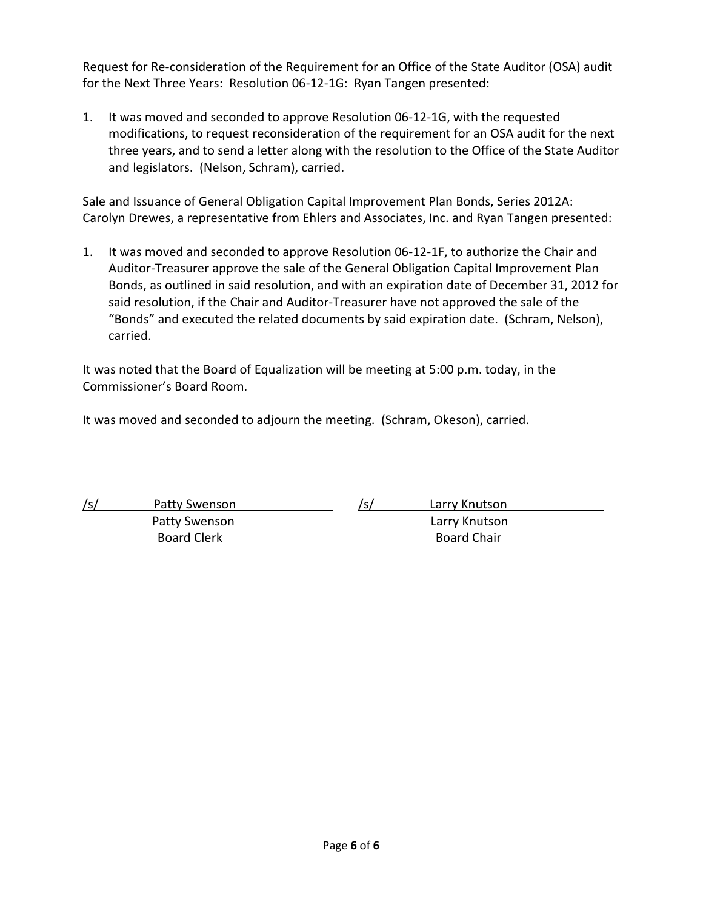Request for Re-consideration of the Requirement for an Office of the State Auditor (OSA) audit for the Next Three Years: Resolution 06-12-1G: Ryan Tangen presented:

1. It was moved and seconded to approve Resolution 06-12-1G, with the requested modifications, to request reconsideration of the requirement for an OSA audit for the next three years, and to send a letter along with the resolution to the Office of the State Auditor and legislators. (Nelson, Schram), carried.

Sale and Issuance of General Obligation Capital Improvement Plan Bonds, Series 2012A: Carolyn Drewes, a representative from Ehlers and Associates, Inc. and Ryan Tangen presented:

1. It was moved and seconded to approve Resolution 06-12-1F, to authorize the Chair and Auditor-Treasurer approve the sale of the General Obligation Capital Improvement Plan Bonds, as outlined in said resolution, and with an expiration date of December 31, 2012 for said resolution, if the Chair and Auditor-Treasurer have not approved the sale of the "Bonds" and executed the related documents by said expiration date. (Schram, Nelson), carried.

It was noted that the Board of Equalization will be meeting at 5:00 p.m. today, in the Commissioner's Board Room.

It was moved and seconded to adjourn the meeting. (Schram, Okeson), carried.

/s/ Patty Swenson
Patty Swenson
Board Clerk

/s/ Larry Knutson
Larry Knutson
Board Chair